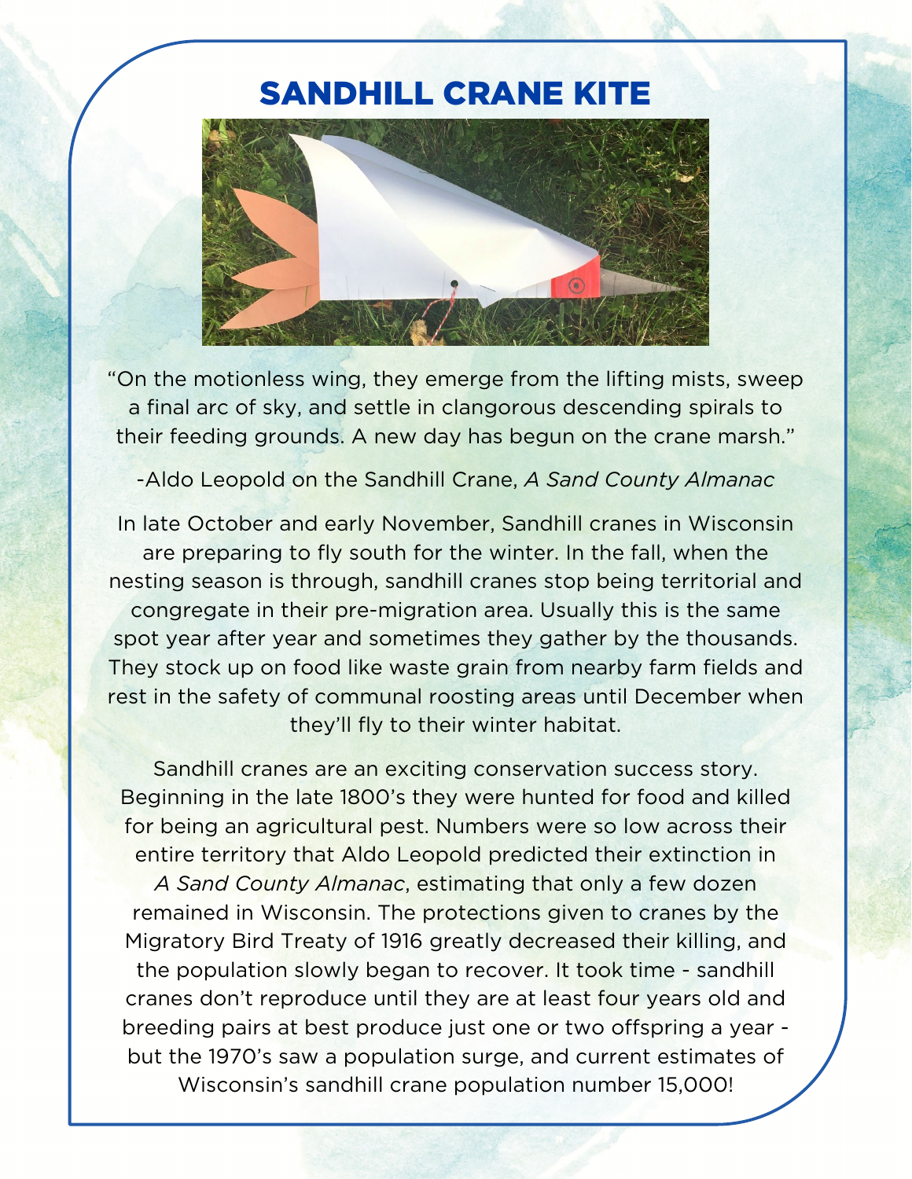# SANDHILL CRANE KITE

"On the motionless wing, they emerge from the lifting mists, sweep a final arc of sky, and settle in clangorous descending spirals to their feeding grounds. A new day has begun on the crane marsh."

-Aldo Leopold on the Sandhill Crane, *A Sand County Almanac*

In late October and early November, Sandhill cranes in Wisconsin are preparing to fly south for the winter. In the fall, when the nesting season is through, sandhill cranes stop being territorial and congregate in their pre-migration area. Usually this is the same spot year after year and sometimes they gather by the thousands. They stock up on food like waste grain from nearby farm fields and rest in the safety of communal roosting areas until December when they'll fly to their winter habitat.

Sandhill cranes are an exciting conservation success story. Beginning in the late 1800's they were hunted for food and killed for being an agricultural pest. Numbers were so low across their entire territory that Aldo Leopold predicted their extinction in *A Sand County Almanac*, estimating that only a few dozen remained in Wisconsin. The protections given to cranes by the Migratory Bird Treaty of 1916 greatly decreased their killing, and the population slowly began to recover. It took time - sandhill cranes don't reproduce until they are at least four years old and breeding pairs at best produce just one or two offspring a year - but the 1970's saw a population surge, and current estimates of Wisconsin's sandhill crane population number 15,000!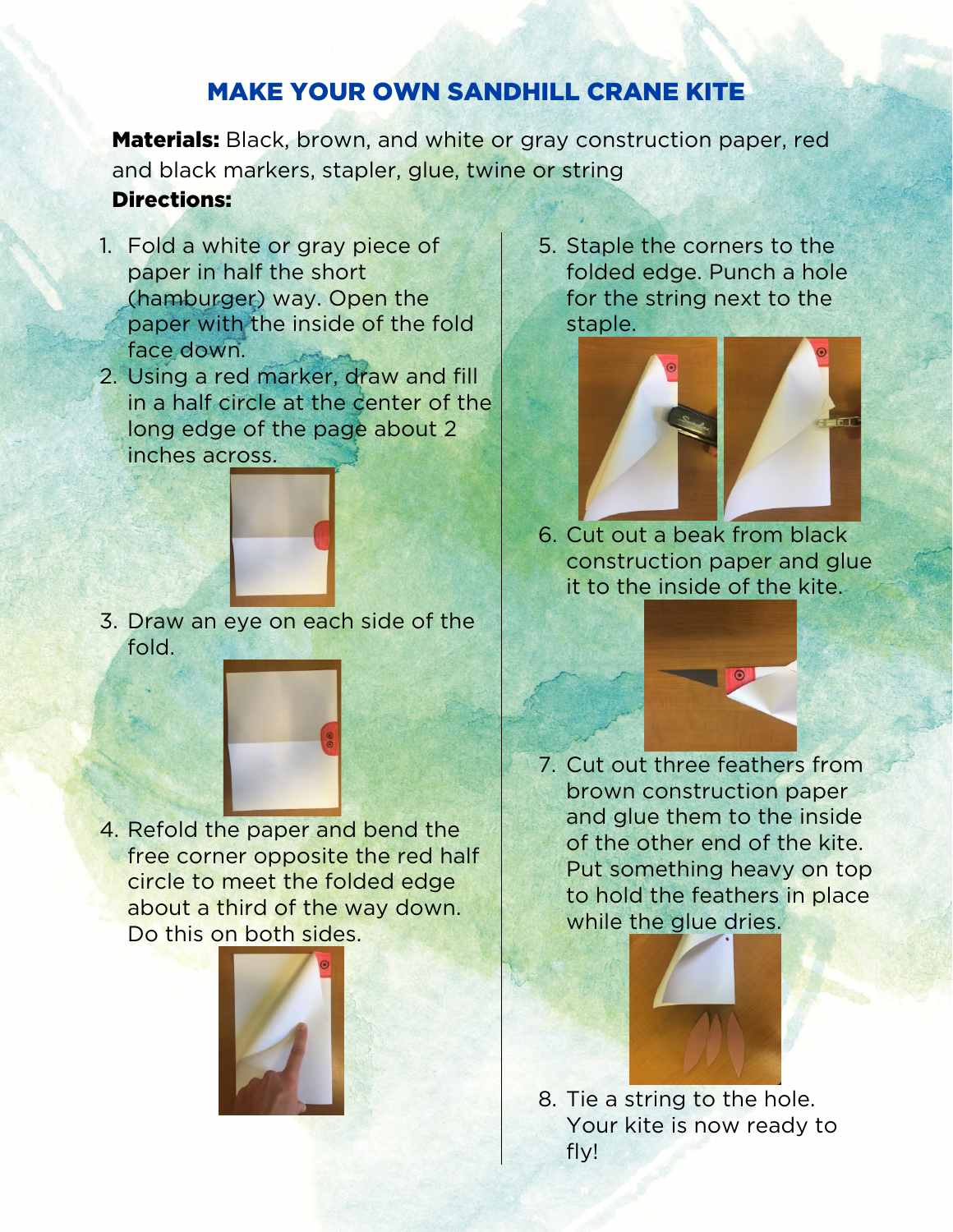## MAKE YOUR OWN SANDHILL CRANE KITE

**Materials:** Black, brown, and white or gray construction paper, red and black markers, stapler, glue, twine or string

**Directions:**

1. Fold a white or gray piece of paper in half the short (hamburger) way. Open the paper with the inside of the fold face down.
2. Using a red marker, draw and fill in a half circle at the center of the long edge of the page about 2 inches across.
3. Draw an eye on each side of the fold.
4. Refold the paper and bend the free corner opposite the red half circle to meet the folded edge about a third of the way down. Do this on both sides.
5. Staple the corners to the folded edge. Punch a hole for the string next to the staple.
6. Cut out a beak from black construction paper and glue it to the inside of the kite.
7. Cut out three feathers from brown construction paper and glue them to the inside of the other end of the kite. Put something heavy on top to hold the feathers in place while the glue dries.
8. Tie a string to the hole. Your kite is now ready to fly!